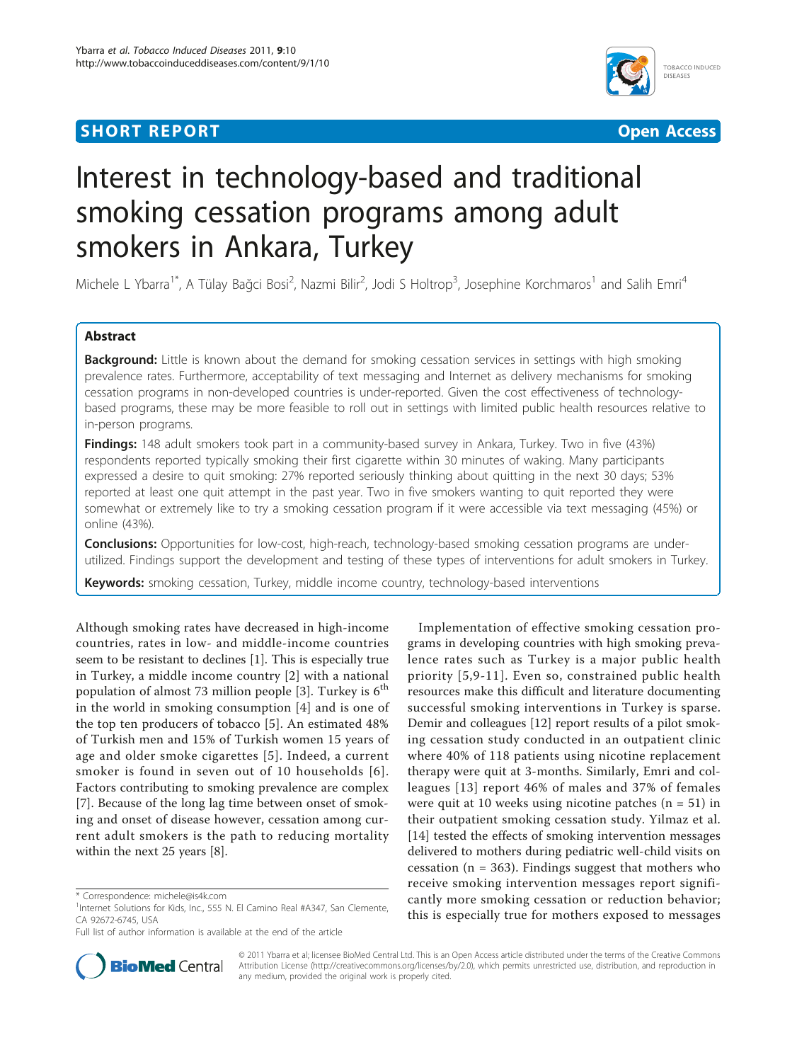**SHORT REPORT** **Open Access**

# Interest in technology-based and traditional smoking cessation programs among adult smokers in Ankara, Turkey

Michele L Ybarra[1*], A Tülay Bağci Bosi[2], Nazmi Bilir[2], Jodi S Holtrop[3], Josephine Korchmaros[1] and Salih Emri[4]

## Abstract

**Background:** Little is known about the demand for smoking cessation services in settings with high smoking prevalence rates. Furthermore, acceptability of text messaging and Internet as delivery mechanisms for smoking cessation programs in non-developed countries is under-reported. Given the cost effectiveness of technology-based programs, these may be more feasible to roll out in settings with limited public health resources relative to in-person programs.

**Findings:** 148 adult smokers took part in a community-based survey in Ankara, Turkey. Two in five (43%) respondents reported typically smoking their first cigarette within 30 minutes of waking. Many participants expressed a desire to quit smoking: 27% reported seriously thinking about quitting in the next 30 days; 53% reported at least one quit attempt in the past year. Two in five smokers wanting to quit reported they were somewhat or extremely like to try a smoking cessation program if it were accessible via text messaging (45%) or online (43%).

**Conclusions:** Opportunities for low-cost, high-reach, technology-based smoking cessation programs are under-utilized. Findings support the development and testing of these types of interventions for adult smokers in Turkey.

**Keywords:** smoking cessation, Turkey, middle income country, technology-based interventions

Although smoking rates have decreased in high-income countries, rates in low- and middle-income countries seem to be resistant to declines [1]. This is especially true in Turkey, a middle income country [2] with a national population of almost 73 million people [3]. Turkey is 6$^{th}$ in the world in smoking consumption [4] and is one of the top ten producers of tobacco [5]. An estimated 48% of Turkish men and 15% of Turkish women 15 years of age and older smoke cigarettes [5]. Indeed, a current smoker is found in seven out of 10 households [6]. Factors contributing to smoking prevalence are complex [7]. Because of the long lag time between onset of smoking and onset of disease however, cessation among current adult smokers is the path to reducing mortality within the next 25 years [8].

Implementation of effective smoking cessation programs in developing countries with high smoking prevalence rates such as Turkey is a major public health priority [5,9-11]. Even so, constrained public health resources make this difficult and literature documenting successful smoking interventions in Turkey is sparse. Demir and colleagues [12] report results of a pilot smoking cessation study conducted in an outpatient clinic where 40% of 118 patients using nicotine replacement therapy were quit at 3-months. Similarly, Emri and colleagues [13] report 46% of males and 37% of females were quit at 10 weeks using nicotine patches (n = 51) in their outpatient smoking cessation study. Yilmaz et al. [14] tested the effects of smoking intervention messages delivered to mothers during pediatric well-child visits on cessation (n = 363). Findings suggest that mothers who receive smoking intervention messages report significantly more smoking cessation or reduction behavior; this is especially true for mothers exposed to messages

\* Correspondence: michele@is4k.com
[1]Internet Solutions for Kids, Inc., 555 N. El Camino Real #A347, San Clemente, CA 92672-6745, USA
Full list of author information is available at the end of the article

© 2011 Ybarra et al; licensee BioMed Central Ltd. This is an Open Access article distributed under the terms of the Creative Commons Attribution License (http://creativecommons.org/licenses/by/2.0), which permits unrestricted use, distribution, and reproduction in any medium, provided the original work is properly cited.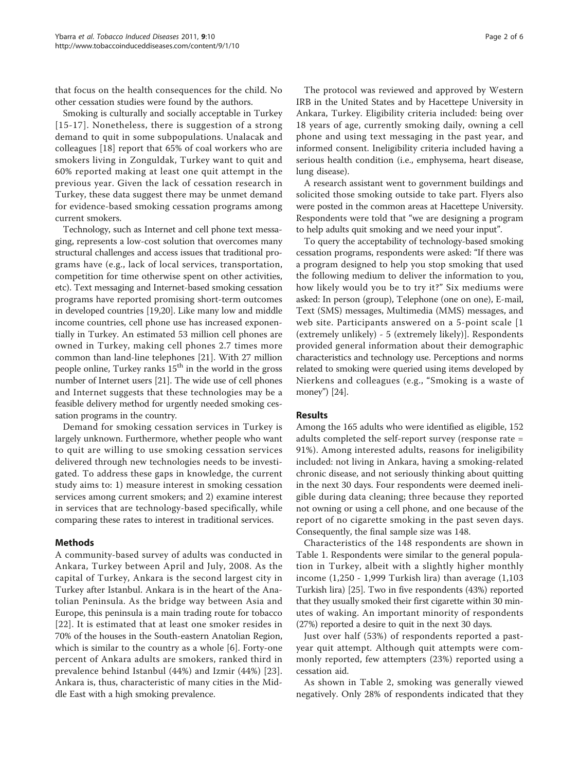that focus on the health consequences for the child. No other cessation studies were found by the authors.

Smoking is culturally and socially acceptable in Turkey [15-17]. Nonetheless, there is suggestion of a strong demand to quit in some subpopulations. Unalacak and colleagues [18] report that 65% of coal workers who are smokers living in Zonguldak, Turkey want to quit and 60% reported making at least one quit attempt in the previous year. Given the lack of cessation research in Turkey, these data suggest there may be unmet demand for evidence-based smoking cessation programs among current smokers.

Technology, such as Internet and cell phone text messaging, represents a low-cost solution that overcomes many structural challenges and access issues that traditional programs have (e.g., lack of local services, transportation, competition for time otherwise spent on other activities, etc). Text messaging and Internet-based smoking cessation programs have reported promising short-term outcomes in developed countries [19,20]. Like many low and middle income countries, cell phone use has increased exponentially in Turkey. An estimated 53 million cell phones are owned in Turkey, making cell phones 2.7 times more common than land-line telephones [21]. With 27 million people online, Turkey ranks 15th in the world in the gross number of Internet users [21]. The wide use of cell phones and Internet suggests that these technologies may be a feasible delivery method for urgently needed smoking cessation programs in the country.

Demand for smoking cessation services in Turkey is largely unknown. Furthermore, whether people who want to quit are willing to use smoking cessation services delivered through new technologies needs to be investigated. To address these gaps in knowledge, the current study aims to: 1) measure interest in smoking cessation services among current smokers; and 2) examine interest in services that are technology-based specifically, while comparing these rates to interest in traditional services.

## Methods

A community-based survey of adults was conducted in Ankara, Turkey between April and July, 2008. As the capital of Turkey, Ankara is the second largest city in Turkey after Istanbul. Ankara is in the heart of the Anatolian Peninsula. As the bridge way between Asia and Europe, this peninsula is a main trading route for tobacco [22]. It is estimated that at least one smoker resides in 70% of the houses in the South-eastern Anatolian Region, which is similar to the country as a whole [6]. Forty-one percent of Ankara adults are smokers, ranked third in prevalence behind Istanbul (44%) and Izmir (44%) [23]. Ankara is, thus, characteristic of many cities in the Middle East with a high smoking prevalence.

The protocol was reviewed and approved by Western IRB in the United States and by Hacettepe University in Ankara, Turkey. Eligibility criteria included: being over 18 years of age, currently smoking daily, owning a cell phone and using text messaging in the past year, and informed consent. Ineligibility criteria included having a serious health condition (i.e., emphysema, heart disease, lung disease).

A research assistant went to government buildings and solicited those smoking outside to take part. Flyers also were posted in the common areas at Hacettepe University. Respondents were told that "we are designing a program to help adults quit smoking and we need your input".

To query the acceptability of technology-based smoking cessation programs, respondents were asked: "If there was a program designed to help you stop smoking that used the following medium to deliver the information to you, how likely would you be to try it?" Six mediums were asked: In person (group), Telephone (one on one), E-mail, Text (SMS) messages, Multimedia (MMS) messages, and web site. Participants answered on a 5-point scale [1 (extremely unlikely) - 5 (extremely likely)]. Respondents provided general information about their demographic characteristics and technology use. Perceptions and norms related to smoking were queried using items developed by Nierkens and colleagues (e.g., "Smoking is a waste of money") [24].

## Results

Among the 165 adults who were identified as eligible, 152 adults completed the self-report survey (response rate = 91%). Among interested adults, reasons for ineligibility included: not living in Ankara, having a smoking-related chronic disease, and not seriously thinking about quitting in the next 30 days. Four respondents were deemed ineligible during data cleaning; three because they reported not owning or using a cell phone, and one because of the report of no cigarette smoking in the past seven days. Consequently, the final sample size was 148.

Characteristics of the 148 respondents are shown in Table 1. Respondents were similar to the general population in Turkey, albeit with a slightly higher monthly income (1,250 - 1,999 Turkish lira) than average (1,103 Turkish lira) [25]. Two in five respondents (43%) reported that they usually smoked their first cigarette within 30 minutes of waking. An important minority of respondents (27%) reported a desire to quit in the next 30 days.

Just over half (53%) of respondents reported a past-year quit attempt. Although quit attempts were commonly reported, few attempters (23%) reported using a cessation aid.

As shown in Table 2, smoking was generally viewed negatively. Only 28% of respondents indicated that they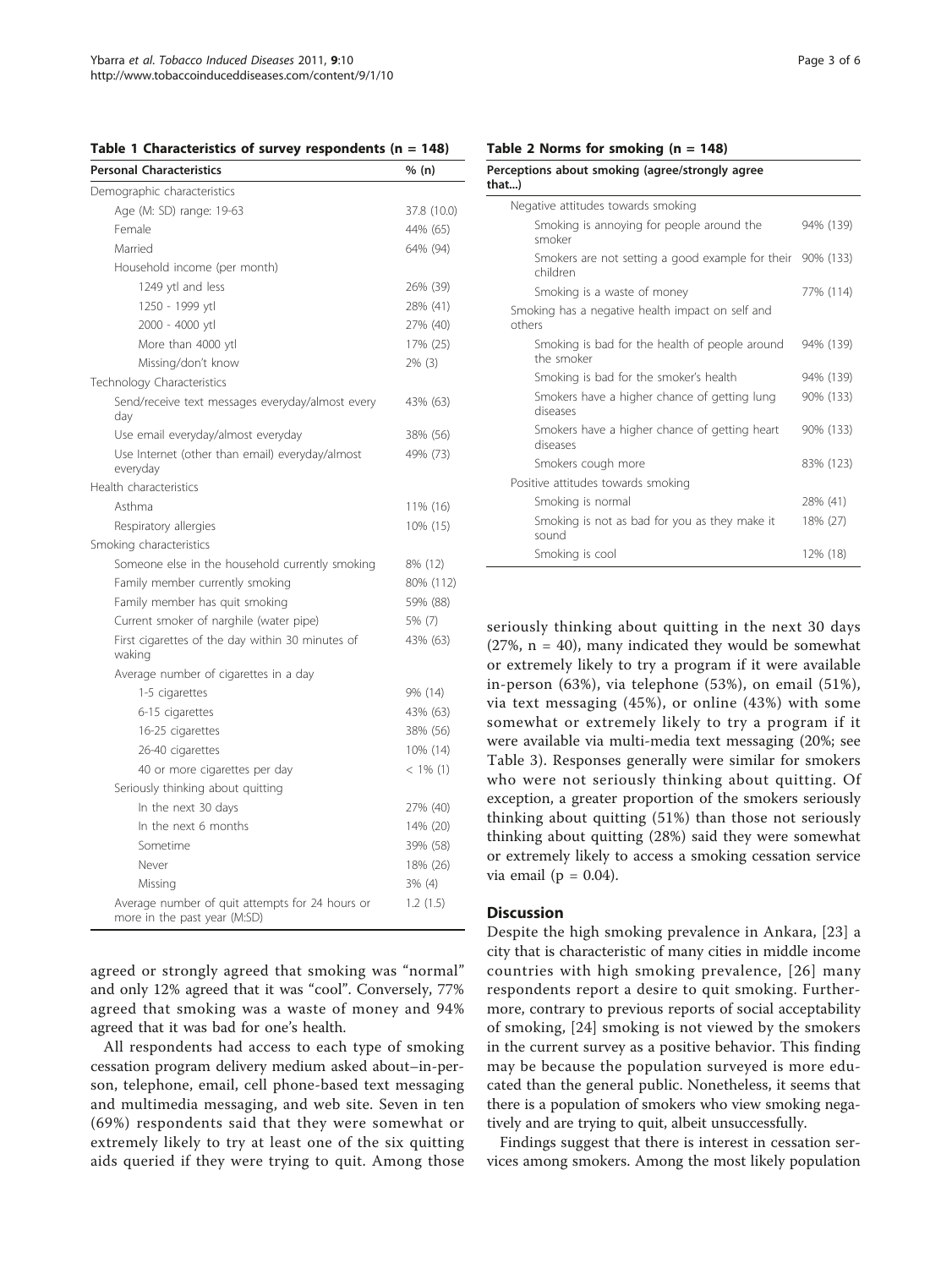**Table 1 Characteristics of survey respondents (n = 148)**

| Personal Characteristics | % (n) |
|---|---|
| Demographic characteristics | |
| Age (M: SD) range: 19-63 | 37.8 (10.0) |
| Female | 44% (65) |
| Married | 64% (94) |
| Household income (per month) | |
| 1249 ytl and less | 26% (39) |
| 1250 - 1999 ytl | 28% (41) |
| 2000 - 4000 ytl | 27% (40) |
| More than 4000 ytl | 17% (25) |
| Missing/don't know | 2% (3) |
| Technology Characteristics | |
| Send/receive text messages everyday/almost every day | 43% (63) |
| Use email everyday/almost everyday | 38% (56) |
| Use Internet (other than email) everyday/almost everyday | 49% (73) |
| Health characteristics | |
| Asthma | 11% (16) |
| Respiratory allergies | 10% (15) |
| Smoking characteristics | |
| Someone else in the household currently smoking | 8% (12) |
| Family member currently smoking | 80% (112) |
| Family member has quit smoking | 59% (88) |
| Current smoker of narghile (water pipe) | 5% (7) |
| First cigarettes of the day within 30 minutes of waking | 43% (63) |
| Average number of cigarettes in a day | |
| 1-5 cigarettes | 9% (14) |
| 6-15 cigarettes | 43% (63) |
| 16-25 cigarettes | 38% (56) |
| 26-40 cigarettes | 10% (14) |
| 40 or more cigarettes per day | < 1% (1) |
| Seriously thinking about quitting | |
| In the next 30 days | 27% (40) |
| In the next 6 months | 14% (20) |
| Sometime | 39% (58) |
| Never | 18% (26) |
| Missing | 3% (4) |
| Average number of quit attempts for 24 hours or more in the past year (M:SD) | 1.2 (1.5) |

**Table 2 Norms for smoking (n = 148)**

| Perceptions about smoking (agree/strongly agree that...) | |
|---|---|
| Negative attitudes towards smoking | |
| Smoking is annoying for people around the smoker | 94% (139) |
| Smokers are not setting a good example for their children | 90% (133) |
| Smoking is a waste of money | 77% (114) |
| Smoking has a negative health impact on self and others | |
| Smoking is bad for the health of people around the smoker | 94% (139) |
| Smoking is bad for the smoker's health | 94% (139) |
| Smokers have a higher chance of getting lung diseases | 90% (133) |
| Smokers have a higher chance of getting heart diseases | 90% (133) |
| Smokers cough more | 83% (123) |
| Positive attitudes towards smoking | |
| Smoking is normal | 28% (41) |
| Smoking is not as bad for you as they make it sound | 18% (27) |
| Smoking is cool | 12% (18) |

agreed or strongly agreed that smoking was "normal" and only 12% agreed that it was "cool". Conversely, 77% agreed that smoking was a waste of money and 94% agreed that it was bad for one's health.

All respondents had access to each type of smoking cessation program delivery medium asked about–in-person, telephone, email, cell phone-based text messaging and multimedia messaging, and web site. Seven in ten (69%) respondents said that they were somewhat or extremely likely to try at least one of the six quitting aids queried if they were trying to quit. Among those seriously thinking about quitting in the next 30 days (27%, n = 40), many indicated they would be somewhat or extremely likely to try a program if it were available in-person (63%), via telephone (53%), on email (51%), via text messaging (45%), or online (43%) with some somewhat or extremely likely to try a program if it were available via multi-media text messaging (20%; see Table 3). Responses generally were similar for smokers who were not seriously thinking about quitting. Of exception, a greater proportion of the smokers seriously thinking about quitting (51%) than those not seriously thinking about quitting (28%) said they were somewhat or extremely likely to access a smoking cessation service via email ($p = 0.04$).

## Discussion

Despite the high smoking prevalence in Ankara, [23] a city that is characteristic of many cities in middle income countries with high smoking prevalence, [26] many respondents report a desire to quit smoking. Furthermore, contrary to previous reports of social acceptability of smoking, [24] smoking is not viewed by the smokers in the current survey as a positive behavior. This finding may be because the population surveyed is more educated than the general public. Nonetheless, it seems that there is a population of smokers who view smoking negatively and are trying to quit, albeit unsuccessfully.

Findings suggest that there is interest in cessation services among smokers. Among the most likely population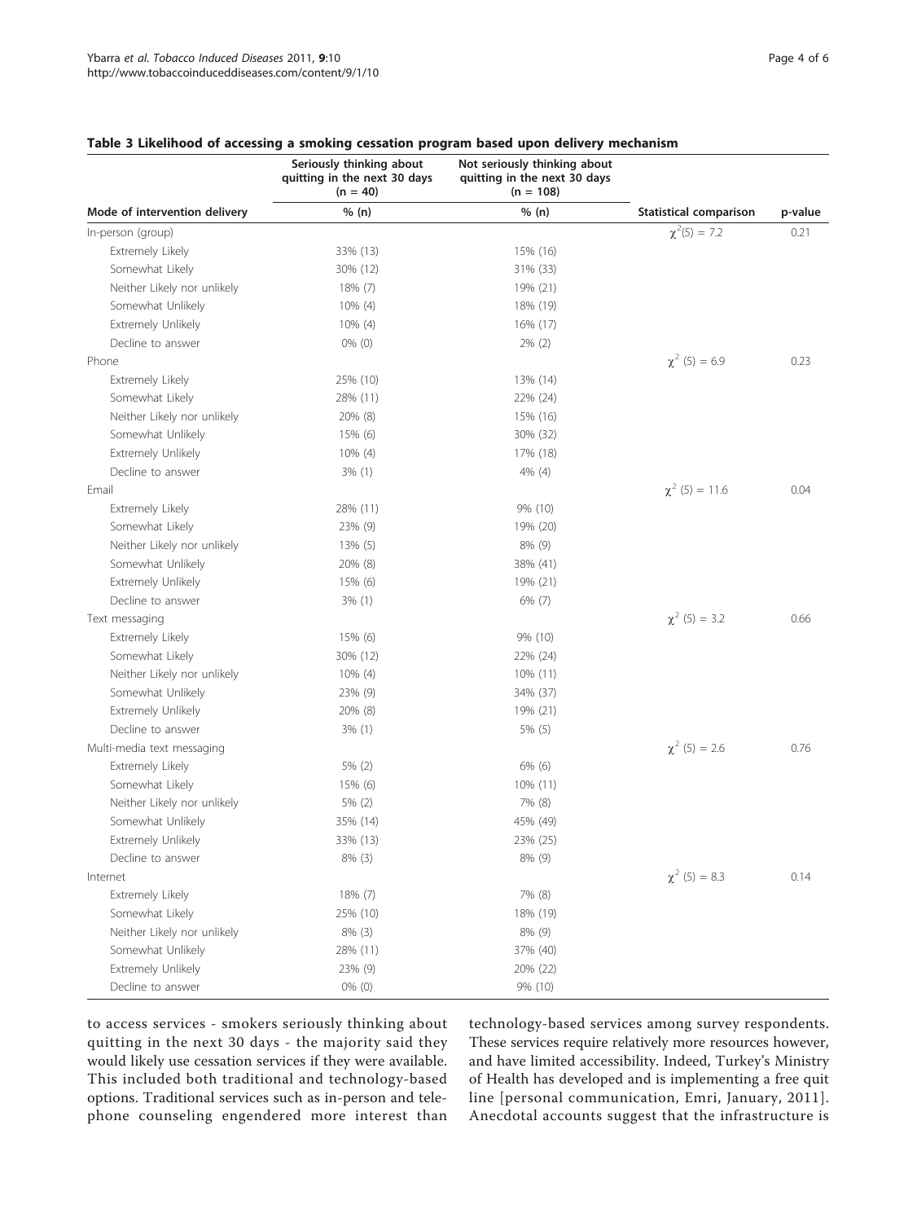**Table 3 Likelihood of accessing a smoking cessation program based upon delivery mechanism**

| | Seriously thinking about quitting in the next 30 days (n = 40) | Not seriously thinking about quitting in the next 30 days (n = 108) | | |
|---|---|---|---|---|
| Mode of intervention delivery | % (n) | % (n) | Statistical comparison | p-value |
| In-person (group) | | | $\chi^2(5) = 7.2$ | 0.21 |
| Extremely Likely | 33% (13) | 15% (16) | | |
| Somewhat Likely | 30% (12) | 31% (33) | | |
| Neither Likely nor unlikely | 18% (7) | 19% (21) | | |
| Somewhat Unlikely | 10% (4) | 18% (19) | | |
| Extremely Unlikely | 10% (4) | 16% (17) | | |
| Decline to answer | 0% (0) | 2% (2) | | |
| Phone | | | $\chi^2$ (5) = 6.9 | 0.23 |
| Extremely Likely | 25% (10) | 13% (14) | | |
| Somewhat Likely | 28% (11) | 22% (24) | | |
| Neither Likely nor unlikely | 20% (8) | 15% (16) | | |
| Somewhat Unlikely | 15% (6) | 30% (32) | | |
| Extremely Unlikely | 10% (4) | 17% (18) | | |
| Decline to answer | 3% (1) | 4% (4) | | |
| Email | | | $\chi^2$ (5) = 11.6 | 0.04 |
| Extremely Likely | 28% (11) | 9% (10) | | |
| Somewhat Likely | 23% (9) | 19% (20) | | |
| Neither Likely nor unlikely | 13% (5) | 8% (9) | | |
| Somewhat Unlikely | 20% (8) | 38% (41) | | |
| Extremely Unlikely | 15% (6) | 19% (21) | | |
| Decline to answer | 3% (1) | 6% (7) | | |
| Text messaging | | | $\chi^2$ (5) = 3.2 | 0.66 |
| Extremely Likely | 15% (6) | 9% (10) | | |
| Somewhat Likely | 30% (12) | 22% (24) | | |
| Neither Likely nor unlikely | 10% (4) | 10% (11) | | |
| Somewhat Unlikely | 23% (9) | 34% (37) | | |
| Extremely Unlikely | 20% (8) | 19% (21) | | |
| Decline to answer | 3% (1) | 5% (5) | | |
| Multi-media text messaging | | | $\chi^2$ (5) = 2.6 | 0.76 |
| Extremely Likely | 5% (2) | 6% (6) | | |
| Somewhat Likely | 15% (6) | 10% (11) | | |
| Neither Likely nor unlikely | 5% (2) | 7% (8) | | |
| Somewhat Unlikely | 35% (14) | 45% (49) | | |
| Extremely Unlikely | 33% (13) | 23% (25) | | |
| Decline to answer | 8% (3) | 8% (9) | | |
| Internet | | | $\chi^2$ (5) = 8.3 | 0.14 |
| Extremely Likely | 18% (7) | 7% (8) | | |
| Somewhat Likely | 25% (10) | 18% (19) | | |
| Neither Likely nor unlikely | 8% (3) | 8% (9) | | |
| Somewhat Unlikely | 28% (11) | 37% (40) | | |
| Extremely Unlikely | 23% (9) | 20% (22) | | |
| Decline to answer | 0% (0) | 9% (10) | | |

to access services - smokers seriously thinking about quitting in the next 30 days - the majority said they would likely use cessation services if they were available. This included both traditional and technology-based options. Traditional services such as in-person and telephone counseling engendered more interest than technology-based services among survey respondents. These services require relatively more resources however, and have limited accessibility. Indeed, Turkey's Ministry of Health has developed and is implementing a free quit line [personal communication, Emri, January, 2011]. Anecdotal accounts suggest that the infrastructure is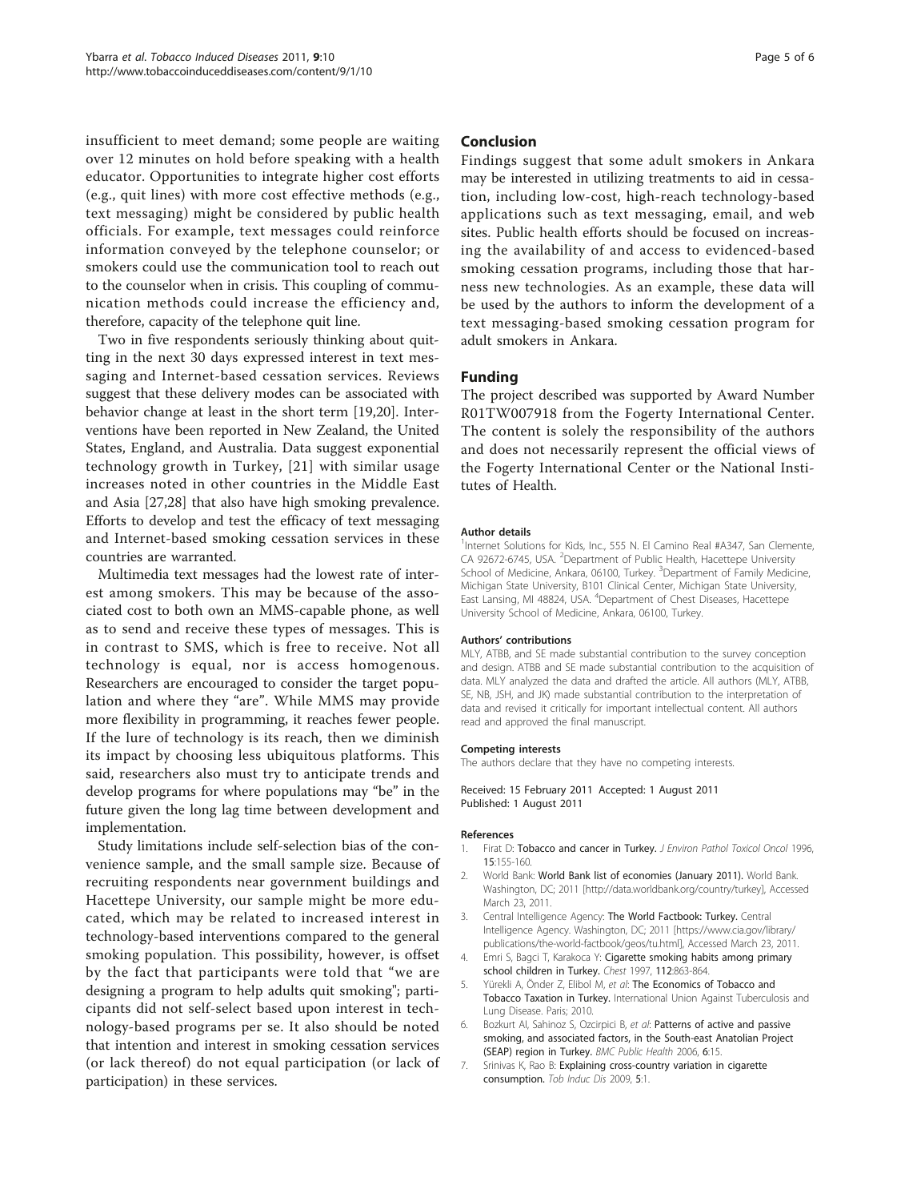insufficient to meet demand; some people are waiting over 12 minutes on hold before speaking with a health educator. Opportunities to integrate higher cost efforts (e.g., quit lines) with more cost effective methods (e.g., text messaging) might be considered by public health officials. For example, text messages could reinforce information conveyed by the telephone counselor; or smokers could use the communication tool to reach out to the counselor when in crisis. This coupling of communication methods could increase the efficiency and, therefore, capacity of the telephone quit line.

Two in five respondents seriously thinking about quitting in the next 30 days expressed interest in text messaging and Internet-based cessation services. Reviews suggest that these delivery modes can be associated with behavior change at least in the short term [19,20]. Interventions have been reported in New Zealand, the United States, England, and Australia. Data suggest exponential technology growth in Turkey, [21] with similar usage increases noted in other countries in the Middle East and Asia [27,28] that also have high smoking prevalence. Efforts to develop and test the efficacy of text messaging and Internet-based smoking cessation services in these countries are warranted.

Multimedia text messages had the lowest rate of interest among smokers. This may be because of the associated cost to both own an MMS-capable phone, as well as to send and receive these types of messages. This is in contrast to SMS, which is free to receive. Not all technology is equal, nor is access homogenous. Researchers are encouraged to consider the target population and where they "are". While MMS may provide more flexibility in programming, it reaches fewer people. If the lure of technology is its reach, then we diminish its impact by choosing less ubiquitous platforms. This said, researchers also must try to anticipate trends and develop programs for where populations may "be" in the future given the long lag time between development and implementation.

Study limitations include self-selection bias of the convenience sample, and the small sample size. Because of recruiting respondents near government buildings and Hacettepe University, our sample might be more educated, which may be related to increased interest in technology-based interventions compared to the general smoking population. This possibility, however, is offset by the fact that participants were told that "we are designing a program to help adults quit smoking"; participants did not self-select based upon interest in technology-based programs per se. It also should be noted that intention and interest in smoking cessation services (or lack thereof) do not equal participation (or lack of participation) in these services.

## Conclusion

Findings suggest that some adult smokers in Ankara may be interested in utilizing treatments to aid in cessation, including low-cost, high-reach technology-based applications such as text messaging, email, and web sites. Public health efforts should be focused on increasing the availability of and access to evidenced-based smoking cessation programs, including those that harness new technologies. As an example, these data will be used by the authors to inform the development of a text messaging-based smoking cessation program for adult smokers in Ankara.

## Funding

The project described was supported by Award Number R01TW007918 from the Fogerty International Center. The content is solely the responsibility of the authors and does not necessarily represent the official views of the Fogerty International Center or the National Institutes of Health.

#### Author details

[1]Internet Solutions for Kids, Inc., 555 N. El Camino Real #A347, San Clemente, CA 92672-6745, USA. [2]Department of Public Health, Hacettepe University School of Medicine, Ankara, 06100, Turkey. [3]Department of Family Medicine, Michigan State University, B101 Clinical Center, Michigan State University, East Lansing, MI 48824, USA. [4]Department of Chest Diseases, Hacettepe University School of Medicine, Ankara, 06100, Turkey.

#### Authors' contributions

MLY, ATBB, and SE made substantial contribution to the survey conception and design. ATBB and SE made substantial contribution to the acquisition of data. MLY analyzed the data and drafted the article. All authors (MLY, ATBB, SE, NB, JSH, and JK) made substantial contribution to the interpretation of data and revised it critically for important intellectual content. All authors read and approved the final manuscript.

#### Competing interests

The authors declare that they have no competing interests.

Received: 15 February 2011 Accepted: 1 August 2011
Published: 1 August 2011

#### References

1. Firat D: **Tobacco and cancer in Turkey.** *J Environ Pathol Toxicol Oncol* 1996, **15**:155-160.
2. World Bank: **World Bank list of economies (January 2011).** World Bank. Washington, DC; 2011 [http://data.worldbank.org/country/turkey], Accessed March 23, 2011.
3. Central Intelligence Agency: **The World Factbook: Turkey.** Central Intelligence Agency. Washington, DC; 2011 [https://www.cia.gov/library/publications/the-world-factbook/geos/tu.html], Accessed March 23, 2011.
4. Emri S, Bagci T, Karakoca Y: **Cigarette smoking habits among primary school children in Turkey.** *Chest* 1997, **112**:863-864.
5. Yürekli A, Önder Z, Elibol M, *et al*: **The Economics of Tobacco and Tobacco Taxation in Turkey.** International Union Against Tuberculosis and Lung Disease. Paris; 2010.
6. Bozkurt AI, Sahinoz S, Ozcirpici B, *et al*: **Patterns of active and passive smoking, and associated factors, in the South-east Anatolian Project (SEAP) region in Turkey.** *BMC Public Health* 2006, **6**:15.
7. Srinivas K, Rao B: **Explaining cross-country variation in cigarette consumption.** *Tob Induc Dis* 2009, **5**:1.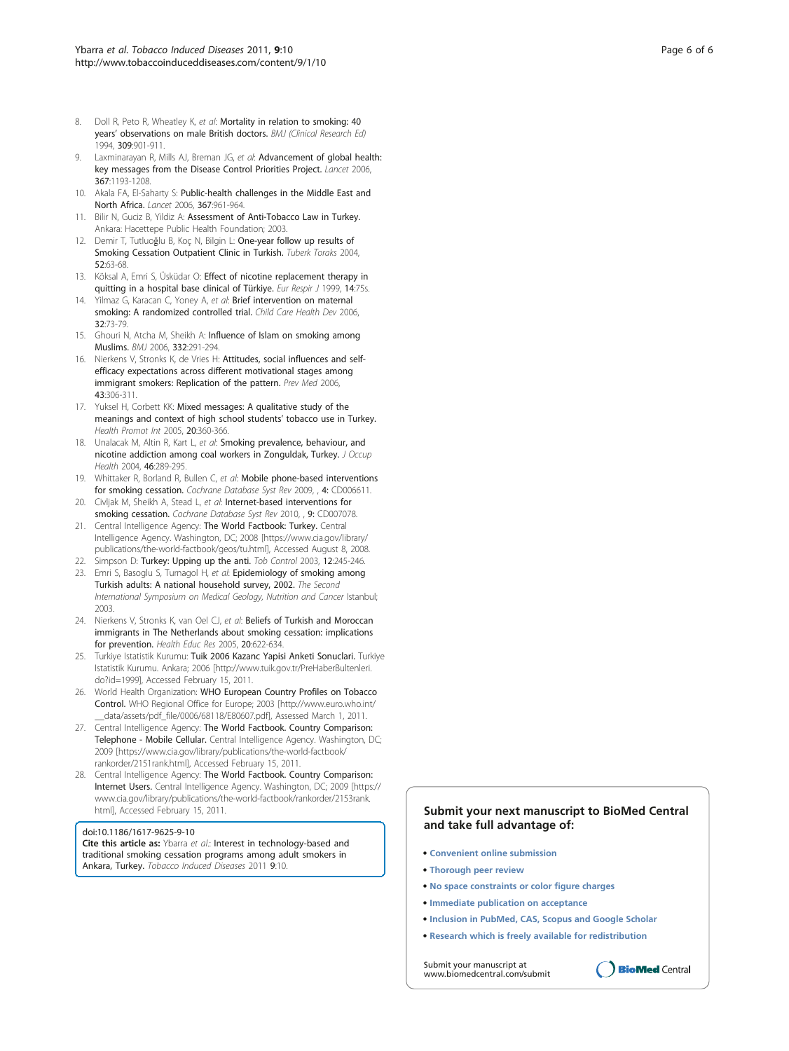8. Doll R, Peto R, Wheatley K, *et al*: **Mortality in relation to smoking: 40 years' observations on male British doctors.** *BMJ (Clinical Research Ed)* 1994, **309**:901-911.
9. Laxminarayan R, Mills AJ, Breman JG, *et al*: **Advancement of global health: key messages from the Disease Control Priorities Project.** *Lancet* 2006, **367**:1193-1208.
10. Akala FA, El-Saharty S: **Public-health challenges in the Middle East and North Africa.** *Lancet* 2006, **367**:961-964.
11. Bilir N, Guciz B, Yildiz A: **Assessment of Anti-Tobacco Law in Turkey.** Ankara: Hacettepe Public Health Foundation; 2003.
12. Demir T, Tutluoğlu B, Koç N, Bilgin L: **One-year follow up results of Smoking Cessation Outpatient Clinic in Turkish.** *Tuberk Toraks* 2004, **52**:63-68.
13. Köksal A, Emri S, Üsküdar O: **Effect of nicotine replacement therapy in quitting in a hospital base clinical of Türkiye.** *Eur Respir J* 1999, **14**:75s.
14. Yilmaz G, Karacan C, Yoney A, *et al*: **Brief intervention on maternal smoking: A randomized controlled trial.** *Child Care Health Dev* 2006, **32**:73-79.
15. Ghouri N, Atcha M, Sheikh A: **Influence of Islam on smoking among Muslims.** *BMJ* 2006, **332**:291-294.
16. Nierkens V, Stronks K, de Vries H: **Attitudes, social influences and self-efficacy expectations across different motivational stages among immigrant smokers: Replication of the pattern.** *Prev Med* 2006, **43**:306-311.
17. Yuksel H, Corbett KK: **Mixed messages: A qualitative study of the meanings and context of high school students' tobacco use in Turkey.** *Health Promot Int* 2005, **20**:360-366.
18. Unalacak M, Altin R, Kart L, *et al*: **Smoking prevalence, behaviour, and nicotine addiction among coal workers in Zonguldak, Turkey.** *J Occup Health* 2004, **46**:289-295.
19. Whittaker R, Borland R, Bullen C, *et al*: **Mobile phone-based interventions for smoking cessation.** *Cochrane Database Syst Rev* 2009, , **4**: CD006611.
20. Civljak M, Sheikh A, Stead L, *et al*: **Internet-based interventions for smoking cessation.** *Cochrane Database Syst Rev* 2010, , **9**: CD007078.
21. Central Intelligence Agency: **The World Factbook: Turkey.** Central Intelligence Agency. Washington, DC; 2008 [https://www.cia.gov/library/publications/the-world-factbook/geos/tu.html], Accessed August 8, 2008.
22. Simpson D: **Turkey: Upping up the anti.** *Tob Control* 2003, **12**:245-246.
23. Emri S, Basoglu S, Turnagol H, *et al*: **Epidemiology of smoking among Turkish adults: A national household survey, 2002.** *The Second International Symposium on Medical Geology, Nutrition and Cancer* Istanbul; 2003.
24. Nierkens V, Stronks K, van Oel CJ, *et al*: **Beliefs of Turkish and Moroccan immigrants in The Netherlands about smoking cessation: implications for prevention.** *Health Educ Res* 2005, **20**:622-634.
25. Turkiye Istatistik Kurumu: **Tuik 2006 Kazanc Yapisi Anketi Sonuclari.** Turkiye Istatistik Kurumu. Ankara; 2006 [http://www.tuik.gov.tr/PreHaberBultenleri.do?id=1999], Accessed February 15, 2011.
26. World Health Organization: **WHO European Country Profiles on Tobacco Control.** WHO Regional Office for Europe; 2003 [http://www.euro.who.int/__data/assets/pdf_file/0006/68118/E80607.pdf], Assessed March 1, 2011.
27. Central Intelligence Agency: **The World Factbook. Country Comparison: Telephone - Mobile Cellular.** Central Intelligence Agency. Washington, DC; 2009 [https://www.cia.gov/library/publications/the-world-factbook/rankorder/2151rank.html], Accessed February 15, 2011.
28. Central Intelligence Agency: **The World Factbook. Country Comparison: Internet Users.** Central Intelligence Agency. Washington, DC; 2009 [https://www.cia.gov/library/publications/the-world-factbook/rankorder/2153rank.html], Accessed February 15, 2011.

doi:10.1186/1617-9625-9-10

**Cite this article as:** Ybarra *et al.*: Interest in technology-based and traditional smoking cessation programs among adult smokers in Ankara, Turkey. *Tobacco Induced Diseases* 2011 **9**:10.

**Submit your next manuscript to BioMed Central and take full advantage of:**

- **Convenient online submission**
- **Thorough peer review**
- **No space constraints or color figure charges**
- **Immediate publication on acceptance**
- **Inclusion in PubMed, CAS, Scopus and Google Scholar**
- **Research which is freely available for redistribution**

Submit your manuscript at www.biomedcentral.com/submit

BioMed Central